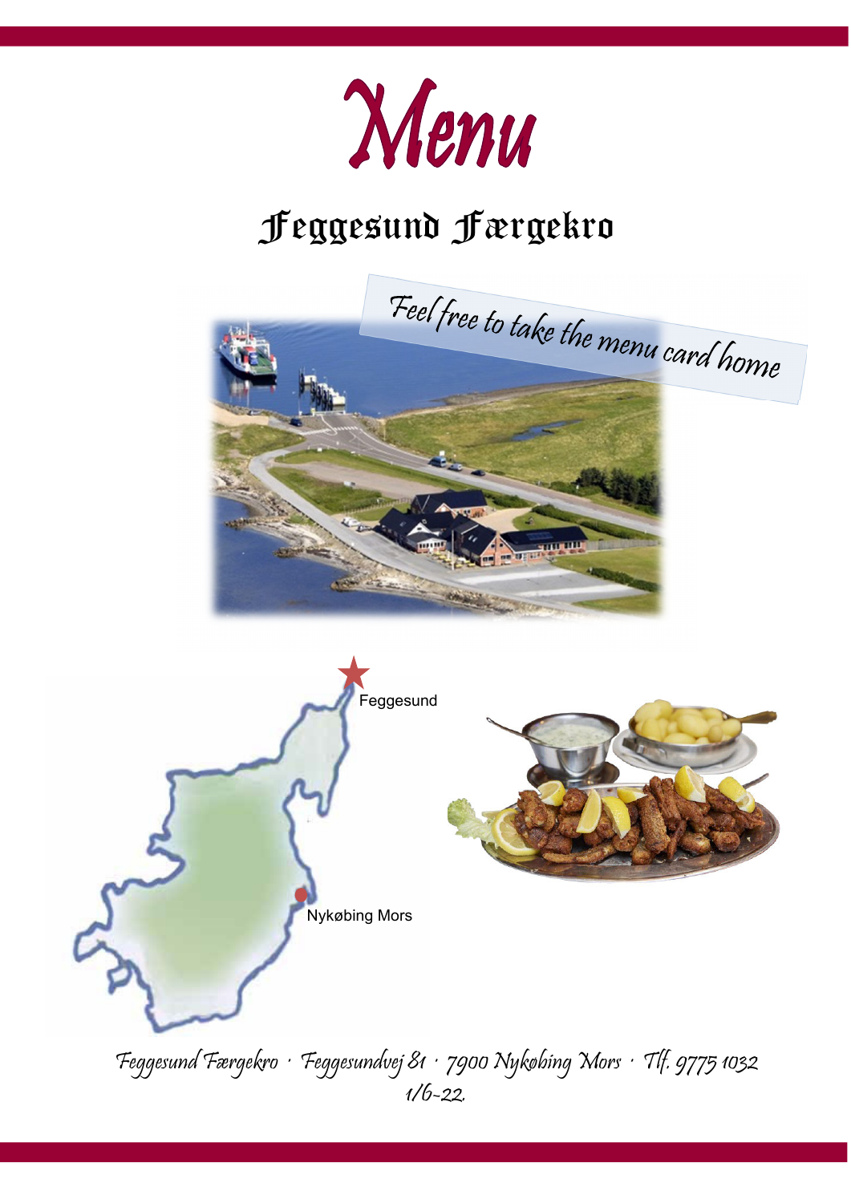# Menu

## Feggesund Færgekro

Feel free to take the menu card home

Feggesund

Nykøbing Mors

Feggesund Færgekro · Feggesundvej 81 · 7900 Nykøbing Mors · Tlf. 9775 1032

1/6-22.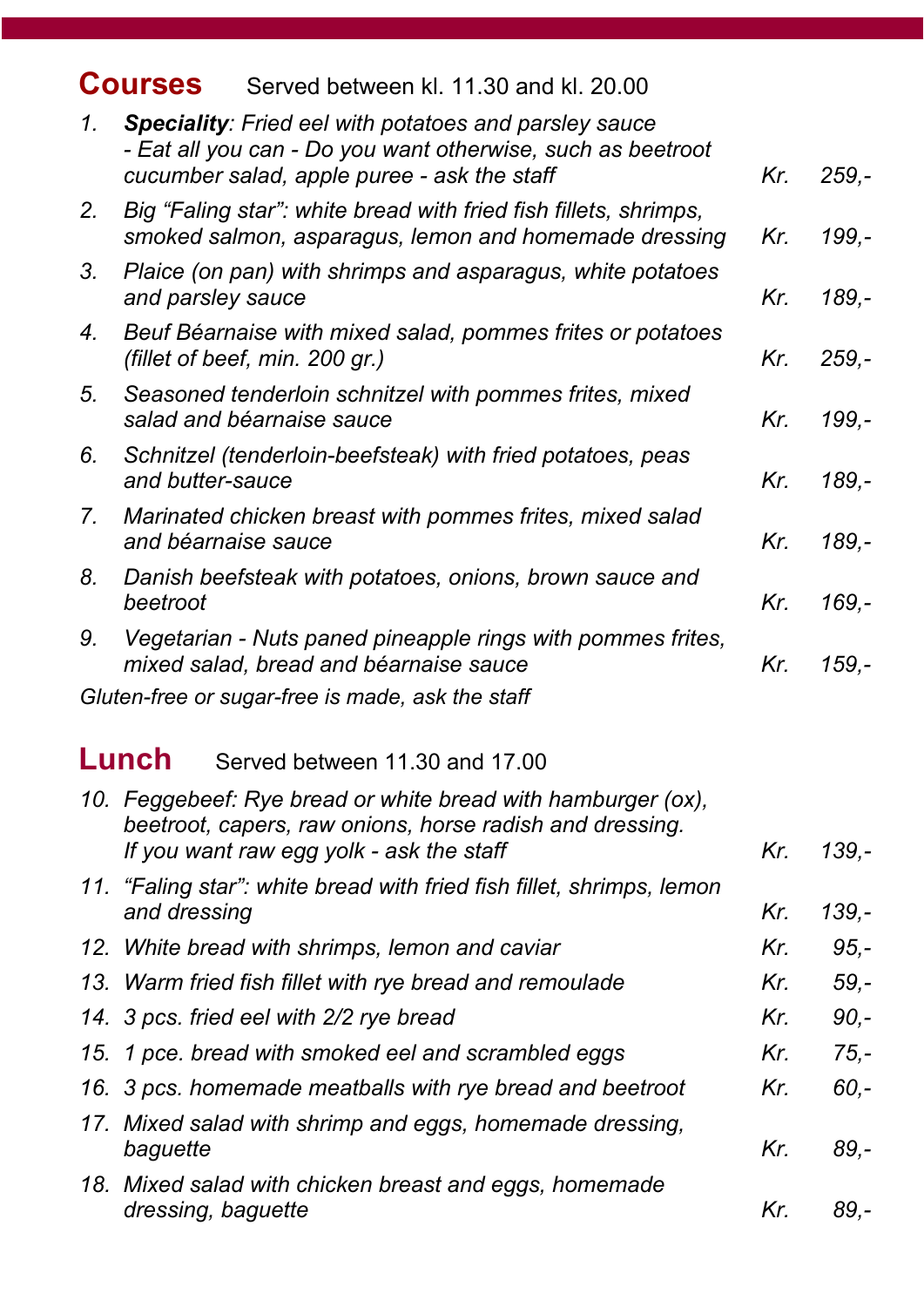## Courses

Served between kl. 11.30 and kl. 20.00

| | | | |
|---|---|---|---|
| 1. | ***Speciality**: Fried eel with potatoes and parsley sauce - Eat all you can - Do you want otherwise, such as beetroot cucumber salad, apple puree - ask the staff* | *Kr.* | *259,-* |
| 2. | *Big “Faling star”: white bread with fried fish fillets, shrimps, smoked salmon, asparagus, lemon and homemade dressing* | *Kr.* | *199,-* |
| 3. | *Plaice (on pan) with shrimps and asparagus, white potatoes and parsley sauce* | *Kr.* | *189,-* |
| 4. | *Beuf Béarnaise with mixed salad, pommes frites or potatoes (fillet of beef, min. 200 gr.)* | *Kr.* | *259,-* |
| 5. | *Seasoned tenderloin schnitzel with pommes frites, mixed salad and béarnaise sauce* | *Kr.* | *199,-* |
| 6. | *Schnitzel (tenderloin-beefsteak) with fried potatoes, peas and butter-sauce* | *Kr.* | *189,-* |
| 7. | *Marinated chicken breast with pommes frites, mixed salad and béarnaise sauce* | *Kr.* | *189,-* |
| 8. | *Danish beefsteak with potatoes, onions, brown sauce and beetroot* | *Kr.* | *169,-* |
| 9. | *Vegetarian - Nuts paned pineapple rings with pommes frites, mixed salad, bread and béarnaise sauce* | *Kr.* | *159,-* |

*Gluten-free or sugar-free is made, ask the staff*

## Lunch

Served between 11.30 and 17.00

| | | | |
|---|---|---|---|
| 10. | *Feggebeef: Rye bread or white bread with hamburger (ox), beetroot, capers, raw onions, horse radish and dressing. If you want raw egg yolk - ask the staff* | *Kr.* | *139,-* |
| 11. | *“Faling star”: white bread with fried fish fillet, shrimps, lemon and dressing* | *Kr.* | *139,-* |
| 12. | *White bread with shrimps, lemon and caviar* | *Kr.* | *95,-* |
| 13. | *Warm fried fish fillet with rye bread and remoulade* | *Kr.* | *59,-* |
| 14. | *3 pcs. fried eel with 2/2 rye bread* | *Kr.* | *90,-* |
| 15. | *1 pce. bread with smoked eel and scrambled eggs* | *Kr.* | *75,-* |
| 16. | *3 pcs. homemade meatballs with rye bread and beetroot* | *Kr.* | *60,-* |
| 17. | *Mixed salad with shrimp and eggs, homemade dressing, baguette* | *Kr.* | *89,-* |
| 18. | *Mixed salad with chicken breast and eggs, homemade dressing, baguette* | *Kr.* | *89,-* |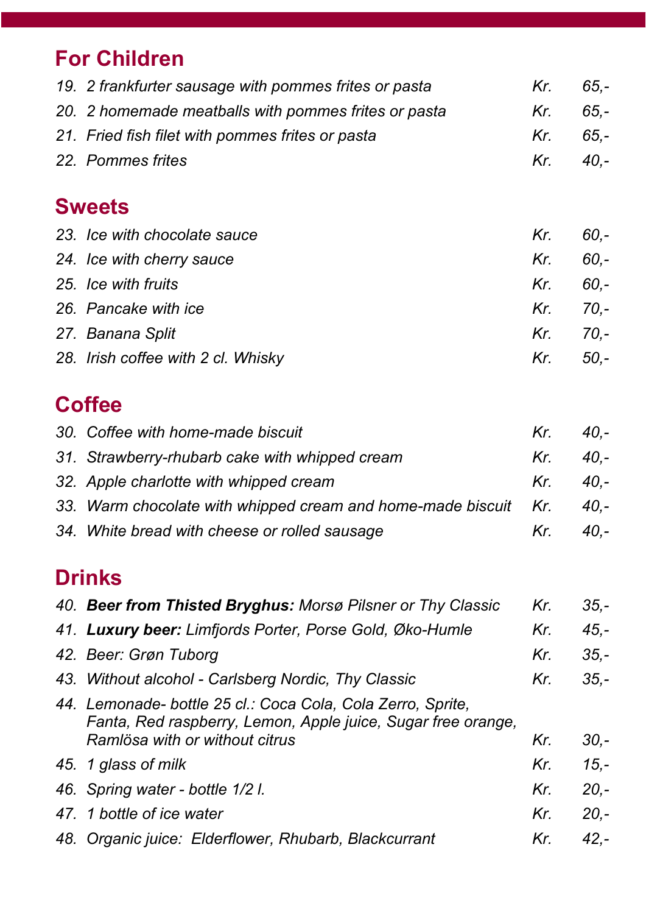## For Children

| | | | |
|---|---|---|---|
| 19. | *2 frankfurter sausage with pommes frites or pasta* | *Kr.* | *65,-* |
| 20. | *2 homemade meatballs with pommes frites or pasta* | *Kr.* | *65,-* |
| 21. | *Fried fish filet with pommes frites or pasta* | *Kr.* | *65,-* |
| 22. | *Pommes frites* | *Kr.* | *40,-* |

## Sweets

| | | | |
|---|---|---|---|
| 23. | *Ice with chocolate sauce* | *Kr.* | *60,-* |
| 24. | *Ice with cherry sauce* | *Kr.* | *60,-* |
| 25. | *Ice with fruits* | *Kr.* | *60,-* |
| 26. | *Pancake with ice* | *Kr.* | *70,-* |
| 27. | *Banana Split* | *Kr.* | *70,-* |
| 28. | *Irish coffee with 2 cl. Whisky* | *Kr.* | *50,-* |

## Coffee

| | | | |
|---|---|---|---|
| 30. | *Coffee with home-made biscuit* | *Kr.* | *40,-* |
| 31. | *Strawberry-rhubarb cake with whipped cream* | *Kr.* | *40,-* |
| 32. | *Apple charlotte with whipped cream* | *Kr.* | *40,-* |
| 33. | *Warm chocolate with whipped cream and home-made biscuit* | *Kr.* | *40,-* |
| 34. | *White bread with cheese or rolled sausage* | *Kr.* | *40,-* |

## Drinks

| | | | |
|---|---|---|---|
| 40. | ***Beer from Thisted Bryghus:** Morsø Pilsner or Thy Classic* | *Kr.* | *35,-* |
| 41. | ***Luxury beer:** Limfjords Porter, Porse Gold, Øko-Humle* | *Kr.* | *45,-* |
| 42. | *Beer: Grøn Tuborg* | *Kr.* | *35,-* |
| 43. | *Without alcohol - Carlsberg Nordic, Thy Classic* | *Kr.* | *35,-* |
| 44. | *Lemonade- bottle 25 cl.: Coca Cola, Cola Zerro, Sprite, Fanta, Red raspberry, Lemon, Apple juice, Sugar free orange, Ramlösa with or without citrus* | *Kr.* | *30,-* |
| 45. | *1 glass of milk* | *Kr.* | *15,-* |
| 46. | *Spring water - bottle 1/2 l.* | *Kr.* | *20,-* |
| 47. | *1 bottle of ice water* | *Kr.* | *20,-* |
| 48. | *Organic juice: Elderflower, Rhubarb, Blackcurrant* | *Kr.* | *42,-* |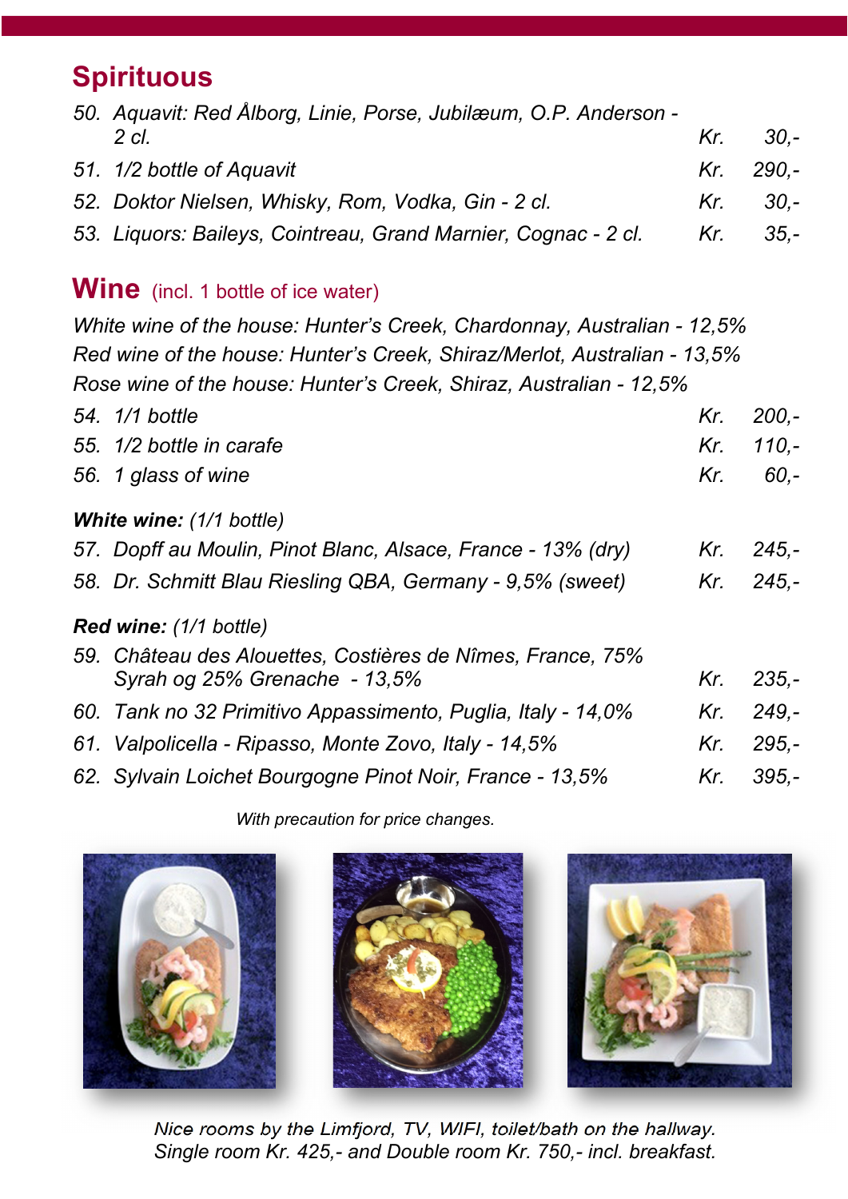## Spirituous

| | | |
|---|---|---|
| 50. *Aquavit: Red Ålborg, Linie, Porse, Jubilæum, O.P. Anderson - 2 cl.* | *Kr.* | *30,-* |
| 51. *1/2 bottle of Aquavit* | *Kr.* | *290,-* |
| 52. *Doktor Nielsen, Whisky, Rom, Vodka, Gin - 2 cl.* | *Kr.* | *30,-* |
| 53. *Liquors: Baileys, Cointreau, Grand Marnier, Cognac - 2 cl.* | *Kr.* | *35,-* |

## Wine (incl. 1 bottle of ice water)

*White wine of the house: Hunter's Creek, Chardonnay, Australian - 12,5%*
*Red wine of the house: Hunter's Creek, Shiraz/Merlot, Australian - 13,5%*
*Rose wine of the house: Hunter's Creek, Shiraz, Australian - 12,5%*

| | | |
|---|---|---|
| 54. *1/1 bottle* | *Kr.* | *200,-* |
| 55. *1/2 bottle in carafe* | *Kr.* | *110,-* |
| 56. *1 glass of wine* | *Kr.* | *60,-* |

***White wine:*** *(1/1 bottle)*

| | | |
|---|---|---|
| 57. *Dopff au Moulin, Pinot Blanc, Alsace, France - 13% (dry)* | *Kr.* | *245,-* |
| 58. *Dr. Schmitt Blau Riesling QBA, Germany - 9,5% (sweet)* | *Kr.* | *245,-* |

***Red wine:*** *(1/1 bottle)*

| | | |
|---|---|---|
| 59. *Château des Alouettes, Costières de Nîmes, France, 75% Syrah og 25% Grenache - 13,5%* | *Kr.* | *235,-* |
| 60. *Tank no 32 Primitivo Appassimento, Puglia, Italy - 14,0%* | *Kr.* | *249,-* |
| 61. *Valpolicella - Ripasso, Monte Zovo, Italy - 14,5%* | *Kr.* | *295,-* |
| 62. *Sylvain Loichet Bourgogne Pinot Noir, France - 13,5%* | *Kr.* | *395,-* |

*With precaution for price changes.*

*Nice rooms by the Limfjord, TV, WIFI, toilet/bath on the hallway.*
*Single room Kr. 425,- and Double room Kr. 750,- incl. breakfast.*